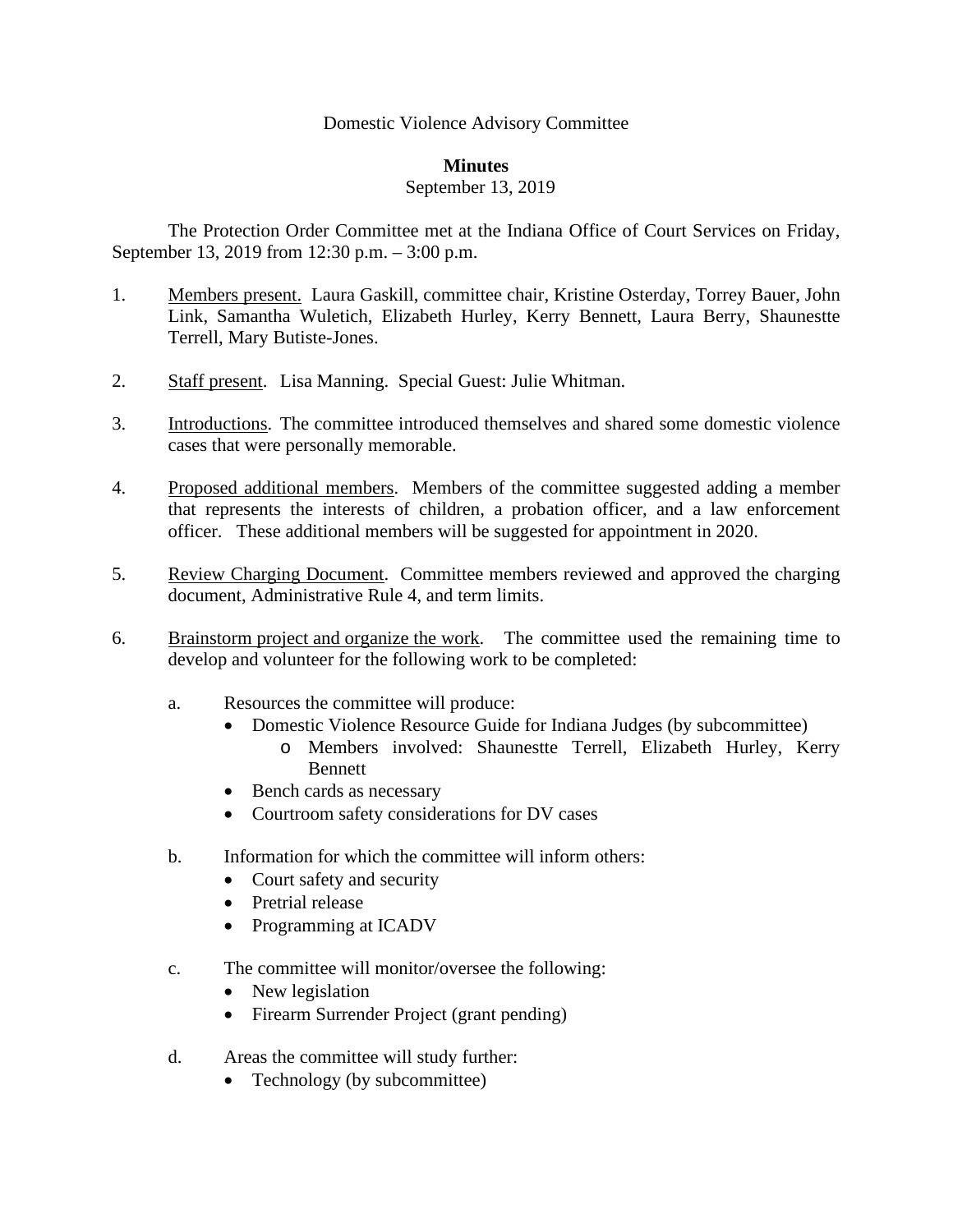Domestic Violence Advisory Committee

**Minutes**

September 13, 2019

The Protection Order Committee met at the Indiana Office of Court Services on Friday, September 13, 2019 from 12:30 p.m. – 3:00 p.m.

1. Members present. Laura Gaskill, committee chair, Kristine Osterday, Torrey Bauer, John Link, Samantha Wuletich, Elizabeth Hurley, Kerry Bennett, Laura Berry, Shaunestte Terrell, Mary Butiste-Jones.

2. Staff present. Lisa Manning. Special Guest: Julie Whitman.

3. Introductions. The committee introduced themselves and shared some domestic violence cases that were personally memorable.

4. Proposed additional members. Members of the committee suggested adding a member that represents the interests of children, a probation officer, and a law enforcement officer. These additional members will be suggested for appointment in 2020.

5. Review Charging Document. Committee members reviewed and approved the charging document, Administrative Rule 4, and term limits.

6. Brainstorm project and organize the work. The committee used the remaining time to develop and volunteer for the following work to be completed:

   a. Resources the committee will produce:
      - Domestic Violence Resource Guide for Indiana Judges (by subcommittee)
        - Members involved: Shaunestte Terrell, Elizabeth Hurley, Kerry Bennett
      - Bench cards as necessary
      - Courtroom safety considerations for DV cases

   b. Information for which the committee will inform others:
      - Court safety and security
      - Pretrial release
      - Programming at ICADV

   c. The committee will monitor/oversee the following:
      - New legislation
      - Firearm Surrender Project (grant pending)

   d. Areas the committee will study further:
      - Technology (by subcommittee)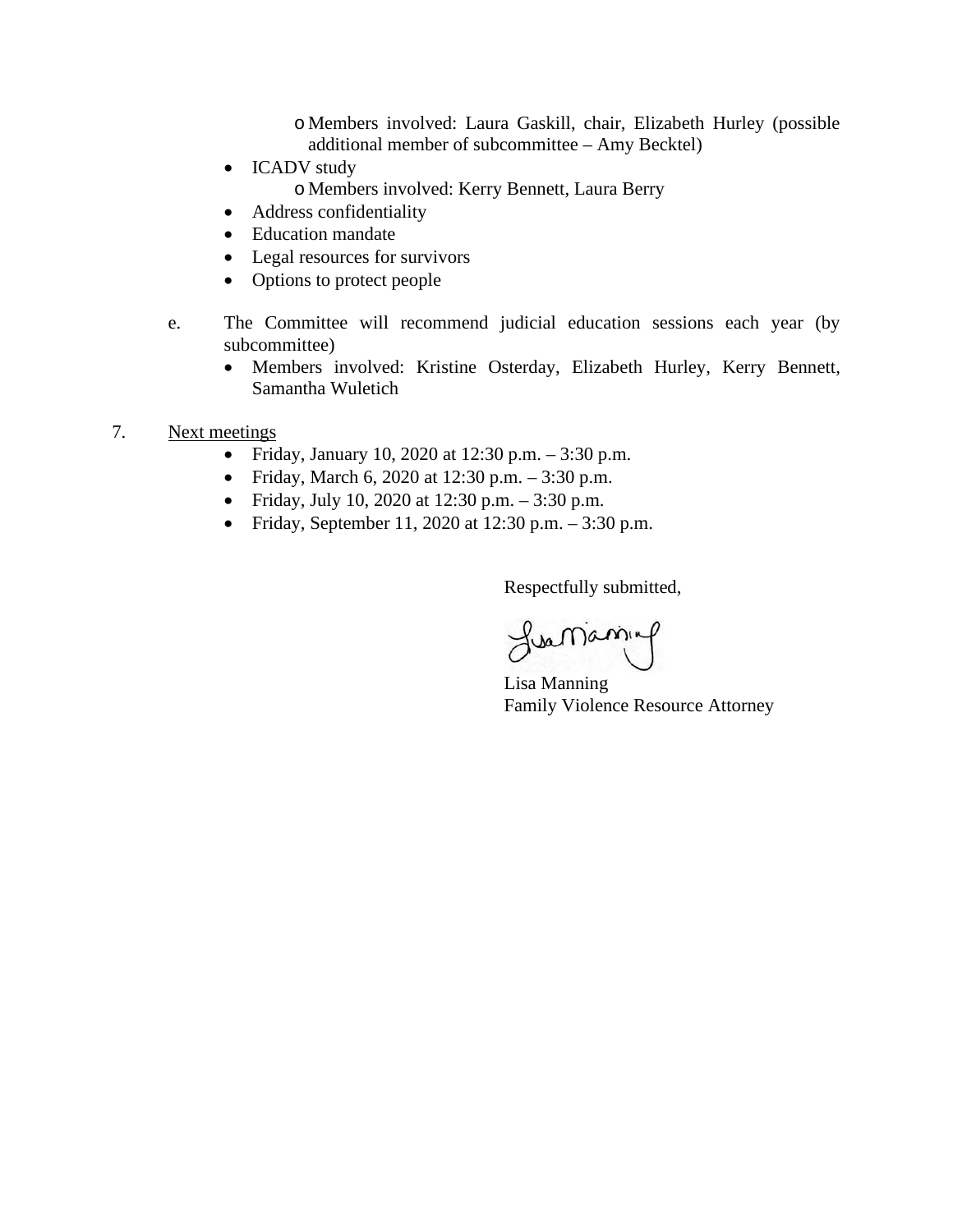- Members involved: Laura Gaskill, chair, Elizabeth Hurley (possible additional member of subcommittee – Amy Becktel)
- ICADV study
   - Members involved: Kerry Bennett, Laura Berry
- Address confidentiality
- Education mandate
- Legal resources for survivors
- Options to protect people

e. The Committee will recommend judicial education sessions each year (by subcommittee)
   - Members involved: Kristine Osterday, Elizabeth Hurley, Kerry Bennett, Samantha Wuletich

7. <u>Next meetings</u>
   - Friday, January 10, 2020 at 12:30 p.m. – 3:30 p.m.
   - Friday, March 6, 2020 at 12:30 p.m. – 3:30 p.m.
   - Friday, July 10, 2020 at 12:30 p.m. – 3:30 p.m.
   - Friday, September 11, 2020 at 12:30 p.m. – 3:30 p.m.

Respectfully submitted,

Lisa Manning
Family Violence Resource Attorney